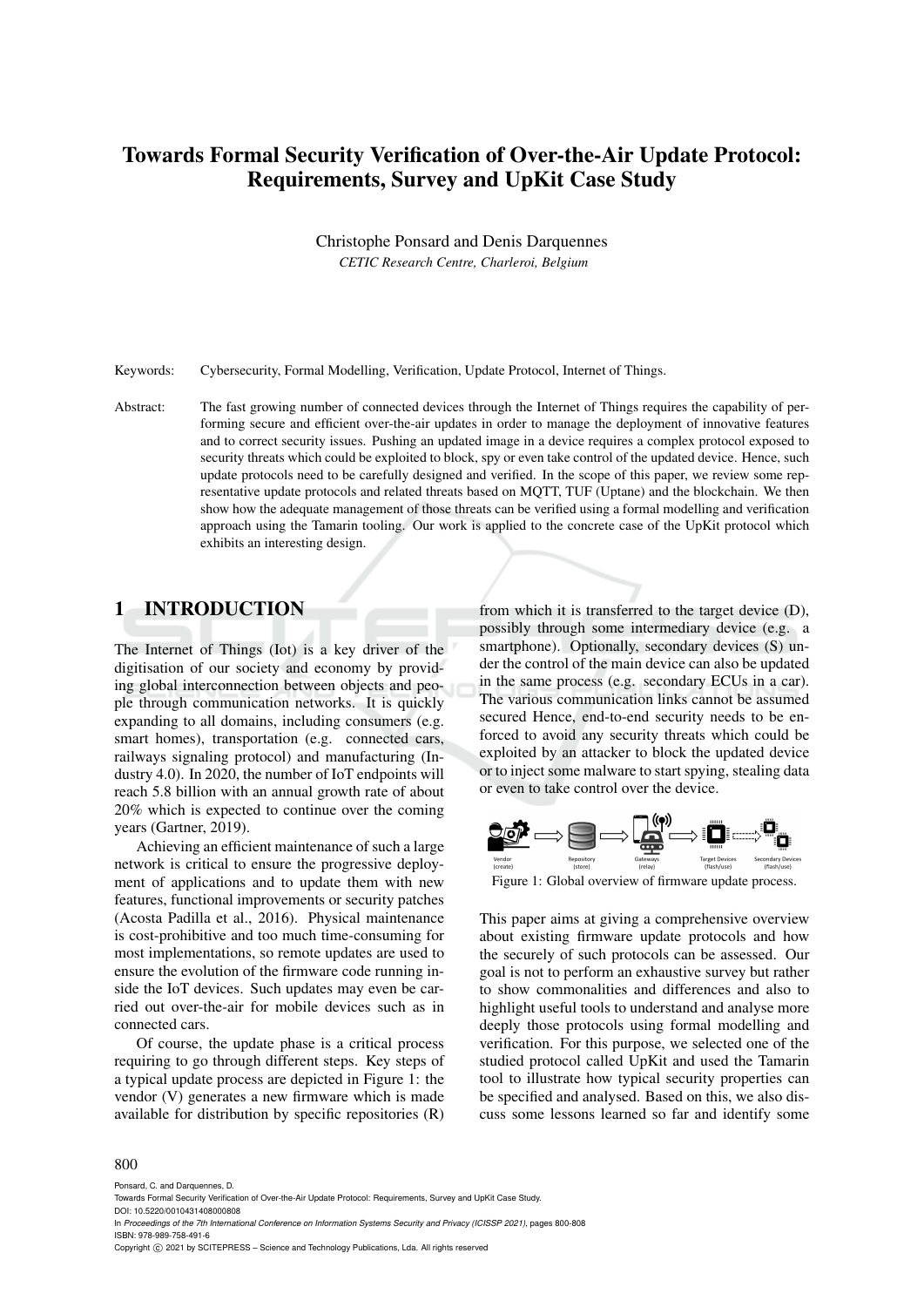# Towards Formal Security Verification of Over-the-Air Update Protocol: Requirements, Survey and UpKit Case Study

Christophe Ponsard and Denis Darquennes

*CETIC Research Centre, Charleroi, Belgium*

Keywords: Cybersecurity, Formal Modelling, Verification, Update Protocol, Internet of Things.

Abstract: The fast growing number of connected devices through the Internet of Things requires the capability of performing secure and efficient over-the-air updates in order to manage the deployment of innovative features and to correct security issues. Pushing an updated image in a device requires a complex protocol exposed to security threats which could be exploited to block, spy or even take control of the updated device. Hence, such update protocols need to be carefully designed and verified. In the scope of this paper, we review some representative update protocols and related threats based on MQTT, TUF (Uptane) and the blockchain. We then show how the adequate management of those threats can be verified using a formal modelling and verification approach using the Tamarin tooling. Our work is applied to the concrete case of the UpKit protocol which exhibits an interesting design.

## 1 INTRODUCTION

The Internet of Things (Iot) is a key driver of the digitisation of our society and economy by providing global interconnection between objects and people through communication networks. It is quickly expanding to all domains, including consumers (e.g. smart homes), transportation (e.g. connected cars, railways signaling protocol) and manufacturing (Industry 4.0). In 2020, the number of IoT endpoints will reach 5.8 billion with an annual growth rate of about 20% which is expected to continue over the coming years (Gartner, 2019).

Achieving an efficient maintenance of such a large network is critical to ensure the progressive deployment of applications and to update them with new features, functional improvements or security patches (Acosta Padilla et al., 2016). Physical maintenance is cost-prohibitive and too much time-consuming for most implementations, so remote updates are used to ensure the evolution of the firmware code running inside the IoT devices. Such updates may even be carried out over-the-air for mobile devices such as in connected cars.

Of course, the update phase is a critical process requiring to go through different steps. Key steps of a typical update process are depicted in Figure 1: the vendor (V) generates a new firmware which is made available for distribution by specific repositories (R) from which it is transferred to the target device (D), possibly through some intermediary device (e.g. a smartphone). Optionally, secondary devices (S) under the control of the main device can also be updated in the same process (e.g. secondary ECUs in a car). The various communication links cannot be assumed secured Hence, end-to-end security needs to be enforced to avoid any security threats which could be exploited by an attacker to block the updated device or to inject some malware to start spying, stealing data or even to take control over the device.

Vendor (create) → Repository (store) → Gateways (relay) → Target Devices (flash/use) → Secondary Devices (flash/use)

Figure 1: Global overview of firmware update process.

This paper aims at giving a comprehensive overview about existing firmware update protocols and how the securely of such protocols can be assessed. Our goal is not to perform an exhaustive survey but rather to show commonalities and differences and also to highlight useful tools to understand and analyse more deeply those protocols using formal modelling and verification. For this purpose, we selected one of the studied protocol called UpKit and used the Tamarin tool to illustrate how typical security properties can be specified and analysed. Based on this, we also discuss some lessons learned so far and identify some

Ponsard, C. and Darquennes, D.
Towards Formal Security Verification of Over-the-Air Update Protocol: Requirements, Survey and UpKit Case Study.
DOI: 10.5220/0010431408000808
In *Proceedings of the 7th International Conference on Information Systems Security and Privacy (ICISSP 2021)*, pages 800-808
ISBN: 978-989-758-491-6
Copyright © 2021 by SCITEPRESS – Science and Technology Publications, Lda. All rights reserved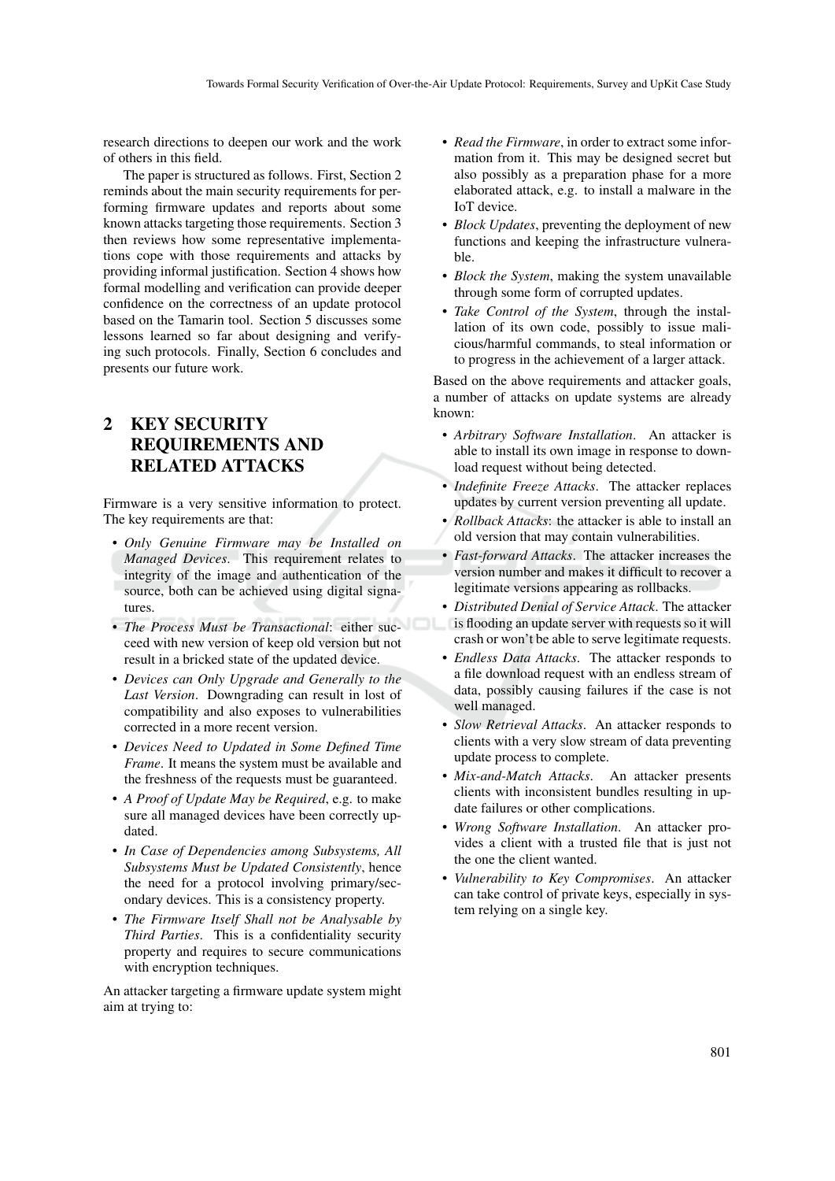research directions to deepen our work and the work of others in this field.

The paper is structured as follows. First, Section 2 reminds about the main security requirements for performing firmware updates and reports about some known attacks targeting those requirements. Section 3 then reviews how some representative implementations cope with those requirements and attacks by providing informal justification. Section 4 shows how formal modelling and verification can provide deeper confidence on the correctness of an update protocol based on the Tamarin tool. Section 5 discusses some lessons learned so far about designing and verifying such protocols. Finally, Section 6 concludes and presents our future work.

## 2 KEY SECURITY REQUIREMENTS AND RELATED ATTACKS

Firmware is a very sensitive information to protect. The key requirements are that:

- *Only Genuine Firmware may be Installed on Managed Devices*. This requirement relates to integrity of the image and authentication of the source, both can be achieved using digital signatures.
- *The Process Must be Transactional*: either succeed with new version of keep old version but not result in a bricked state of the updated device.
- *Devices can Only Upgrade and Generally to the Last Version*. Downgrading can result in lost of compatibility and also exposes to vulnerabilities corrected in a more recent version.
- *Devices Need to Updated in Some Defined Time Frame*. It means the system must be available and the freshness of the requests must be guaranteed.
- *A Proof of Update May be Required*, e.g. to make sure all managed devices have been correctly updated.
- *In Case of Dependencies among Subsystems, All Subsystems Must be Updated Consistently*, hence the need for a protocol involving primary/secondary devices. This is a consistency property.
- *The Firmware Itself Shall not be Analysable by Third Parties*. This is a confidentiality security property and requires to secure communications with encryption techniques.

An attacker targeting a firmware update system might aim at trying to:

- *Read the Firmware*, in order to extract some information from it. This may be designed secret but also possibly as a preparation phase for a more elaborated attack, e.g. to install a malware in the IoT device.
- *Block Updates*, preventing the deployment of new functions and keeping the infrastructure vulnerable.
- *Block the System*, making the system unavailable through some form of corrupted updates.
- *Take Control of the System*, through the installation of its own code, possibly to issue malicious/harmful commands, to steal information or to progress in the achievement of a larger attack.

Based on the above requirements and attacker goals, a number of attacks on update systems are already known:

- *Arbitrary Software Installation*. An attacker is able to install its own image in response to download request without being detected.
- *Indefinite Freeze Attacks*. The attacker replaces updates by current version preventing all update.
- *Rollback Attacks*: the attacker is able to install an old version that may contain vulnerabilities.
- *Fast-forward Attacks*. The attacker increases the version number and makes it difficult to recover a legitimate versions appearing as rollbacks.
- *Distributed Denial of Service Attack*. The attacker is flooding an update server with requests so it will crash or won't be able to serve legitimate requests.
- *Endless Data Attacks*. The attacker responds to a file download request with an endless stream of data, possibly causing failures if the case is not well managed.
- *Slow Retrieval Attacks*. An attacker responds to clients with a very slow stream of data preventing update process to complete.
- *Mix-and-Match Attacks*. An attacker presents clients with inconsistent bundles resulting in update failures or other complications.
- *Wrong Software Installation*. An attacker provides a client with a trusted file that is just not the one the client wanted.
- *Vulnerability to Key Compromises*. An attacker can take control of private keys, especially in system relying on a single key.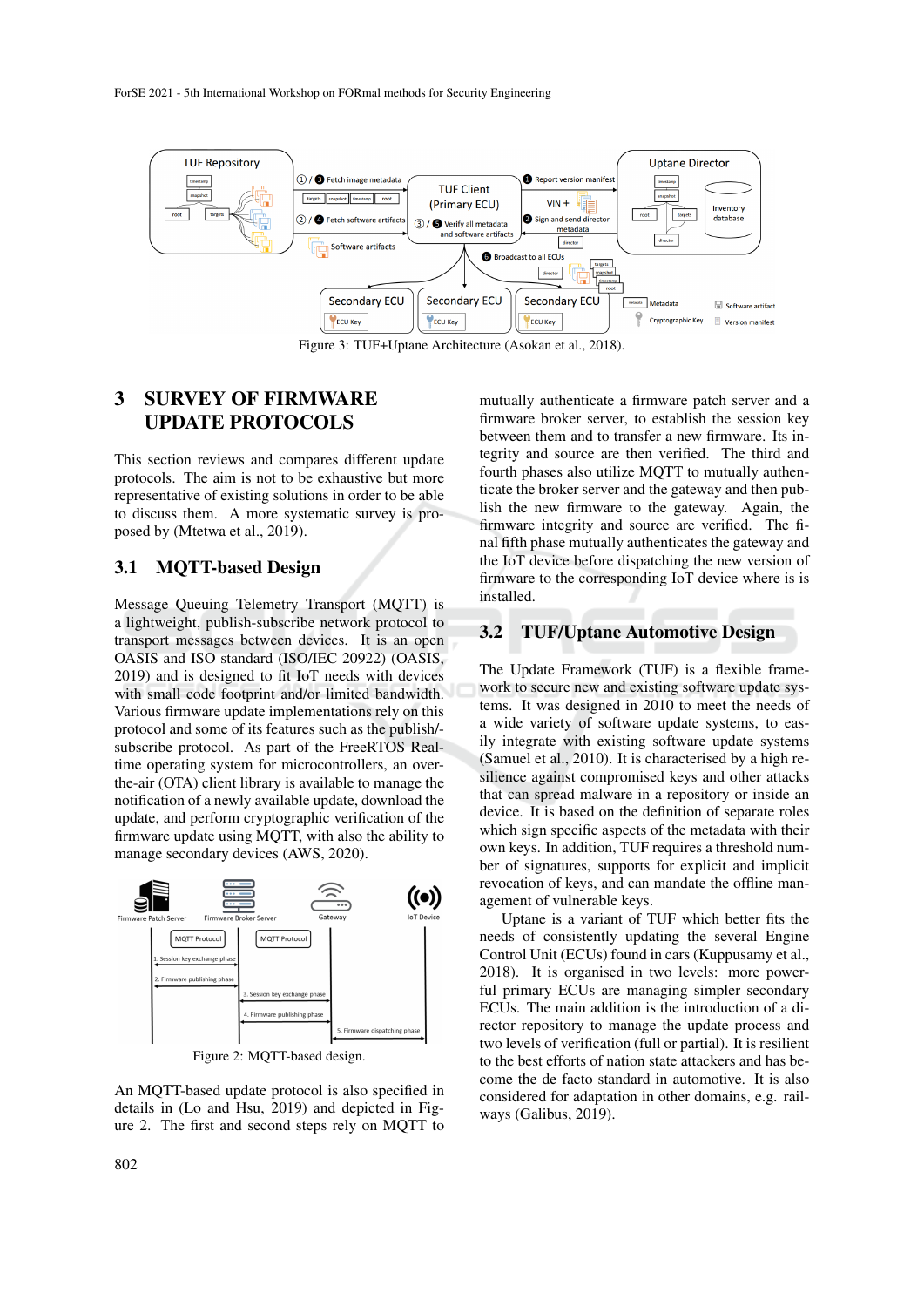Figure 3: TUF+Uptane Architecture (Asokan et al., 2018).

## 3 SURVEY OF FIRMWARE UPDATE PROTOCOLS

This section reviews and compares different update protocols. The aim is not to be exhaustive but more representative of existing solutions in order to be able to discuss them. A more systematic survey is proposed by (Mtetwa et al., 2019).

### 3.1 MQTT-based Design

Message Queuing Telemetry Transport (MQTT) is a lightweight, publish-subscribe network protocol to transport messages between devices. It is an open OASIS and ISO standard (ISO/IEC 20922) (OASIS, 2019) and is designed to fit IoT needs with devices with small code footprint and/or limited bandwidth. Various firmware update implementations rely on this protocol and some of its features such as the publish/-subscribe protocol. As part of the FreeRTOS Real-time operating system for microcontrollers, an over-the-air (OTA) client library is available to manage the notification of a newly available update, download the update, and perform cryptographic verification of the firmware update using MQTT, with also the ability to manage secondary devices (AWS, 2020).

Figure 2: MQTT-based design.

An MQTT-based update protocol is also specified in details in (Lo and Hsu, 2019) and depicted in Figure 2. The first and second steps rely on MQTT to mutually authenticate a firmware patch server and a firmware broker server, to establish the session key between them and to transfer a new firmware. Its integrity and source are then verified. The third and fourth phases also utilize MQTT to mutually authenticate the broker server and the gateway and then publish the new firmware to the gateway. Again, the firmware integrity and source are verified. The final fifth phase mutually authenticates the gateway and the IoT device before dispatching the new version of firmware to the corresponding IoT device where is is installed.

### 3.2 TUF/Uptane Automotive Design

The Update Framework (TUF) is a flexible framework to secure new and existing software update systems. It was designed in 2010 to meet the needs of a wide variety of software update systems, to easily integrate with existing software update systems (Samuel et al., 2010). It is characterised by a high resilience against compromised keys and other attacks that can spread malware in a repository or inside an device. It is based on the definition of separate roles which sign specific aspects of the metadata with their own keys. In addition, TUF requires a threshold number of signatures, supports for explicit and implicit revocation of keys, and can mandate the offline management of vulnerable keys.

Uptane is a variant of TUF which better fits the needs of consistently updating the several Engine Control Unit (ECUs) found in cars (Kuppusamy et al., 2018). It is organised in two levels: more powerful primary ECUs are managing simpler secondary ECUs. The main addition is the introduction of a director repository to manage the update process and two levels of verification (full or partial). It is resilient to the best efforts of nation state attackers and has become the de facto standard in automotive. It is also considered for adaptation in other domains, e.g. railways (Galibus, 2019).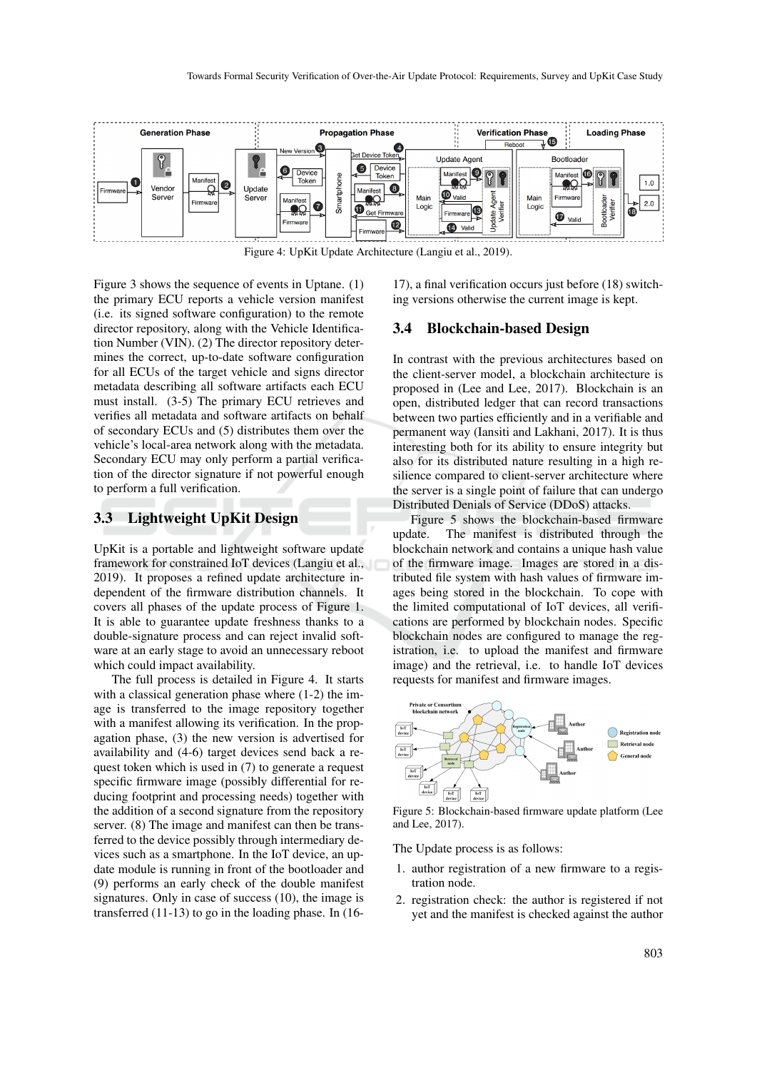Figure 4: UpKit Update Architecture (Langiu et al., 2019).

Figure 3 shows the sequence of events in Uptane. (1) the primary ECU reports a vehicle version manifest (i.e. its signed software configuration) to the remote director repository, along with the Vehicle Identification Number (VIN). (2) The director repository determines the correct, up-to-date software configuration for all ECUs of the target vehicle and signs director metadata describing all software artifacts each ECU must install. (3-5) The primary ECU retrieves and verifies all metadata and software artifacts on behalf of secondary ECUs and (5) distributes them over the vehicle's local-area network along with the metadata. Secondary ECU may only perform a partial verification of the director signature if not powerful enough to perform a full verification.

### 3.3 Lightweight UpKit Design

UpKit is a portable and lightweight software update framework for constrained IoT devices (Langiu et al., 2019). It proposes a refined update architecture independent of the firmware distribution channels. It covers all phases of the update process of Figure 1. It is able to guarantee update freshness thanks to a double-signature process and can reject invalid software at an early stage to avoid an unnecessary reboot which could impact availability.

The full process is detailed in Figure 4. It starts with a classical generation phase where (1-2) the image is transferred to the image repository together with a manifest allowing its verification. In the propagation phase, (3) the new version is advertised for availability and (4-6) target devices send back a request token which is used in (7) to generate a request specific firmware image (possibly differential for reducing footprint and processing needs) together with the addition of a second signature from the repository server. (8) The image and manifest can then be transferred to the device possibly through intermediary devices such as a smartphone. In the IoT device, an update module is running in front of the bootloader and (9) performs an early check of the double manifest signatures. Only in case of success (10), the image is transferred (11-13) to go in the loading phase. In (16-17), a final verification occurs just before (18) switching versions otherwise the current image is kept.

### 3.4 Blockchain-based Design

In contrast with the previous architectures based on the client-server model, a blockchain architecture is proposed in (Lee and Lee, 2017). Blockchain is an open, distributed ledger that can record transactions between two parties efficiently and in a verifiable and permanent way (Iansiti and Lakhani, 2017). It is thus interesting both for its ability to ensure integrity but also for its distributed nature resulting in a high resilience compared to client-server architecture where the server is a single point of failure that can undergo Distributed Denials of Service (DDoS) attacks.

Figure 5 shows the blockchain-based firmware update. The manifest is distributed through the blockchain network and contains a unique hash value of the firmware image. Images are stored in a distributed file system with hash values of firmware images being stored in the blockchain. To cope with the limited computational of IoT devices, all verifications are performed by blockchain nodes. Specific blockchain nodes are configured to manage the registration, i.e. to upload the manifest and firmware image) and the retrieval, i.e. to handle IoT devices requests for manifest and firmware images.

Figure 5: Blockchain-based firmware update platform (Lee and Lee, 2017).

The Update process is as follows:

1. author registration of a new firmware to a registration node.
2. registration check: the author is registered if not yet and the manifest is checked against the author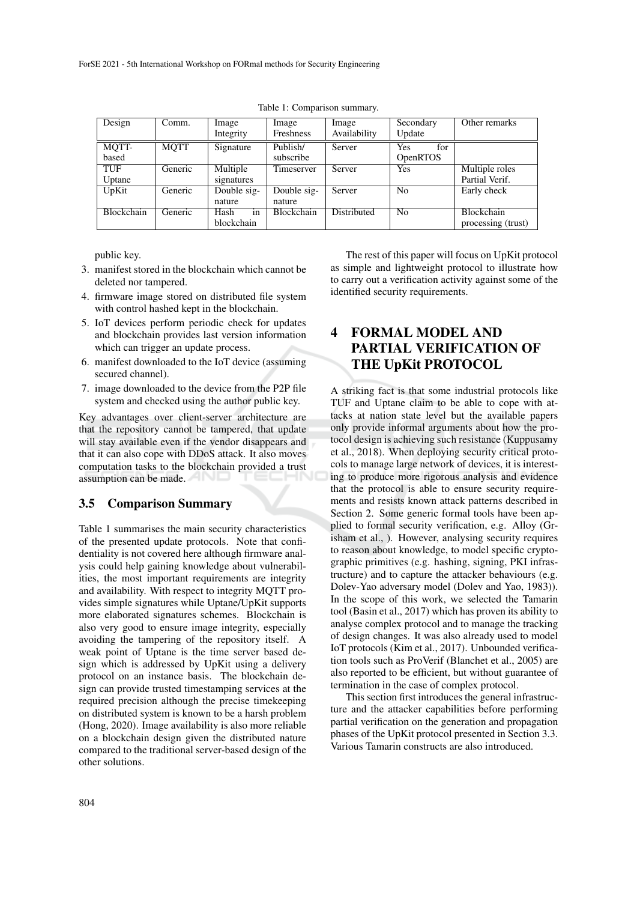Table 1: Comparison summary.

| Design | Comm. | Image Integrity | Image Freshness | Image Availability | Secondary Update | Other remarks |
|---|---|---|---|---|---|---|
| MQTT-based | MQTT | Signature | Publish/ subscribe | Server | Yes for OpenRTOS | |
| TUF Uptane | Generic | Multiple signatures | Timeserver | Server | Yes | Multiple roles Partial Verif. |
| UpKit | Generic | Double signature | Double signature | Server | No | Early check |
| Blockchain | Generic | Hash in blockchain | Blockchain | Distributed | No | Blockchain processing (trust) |

public key.

3. manifest stored in the blockchain which cannot be deleted nor tampered.
4. firmware image stored on distributed file system with control hashed kept in the blockchain.
5. IoT devices perform periodic check for updates and blockchain provides last version information which can trigger an update process.
6. manifest downloaded to the IoT device (assuming secured channel).
7. image downloaded to the device from the P2P file system and checked using the author public key.

Key advantages over client-server architecture are that the repository cannot be tampered, that update will stay available even if the vendor disappears and that it can also cope with DDoS attack. It also moves computation tasks to the blockchain provided a trust assumption can be made.

### 3.5 Comparison Summary

Table 1 summarises the main security characteristics of the presented update protocols. Note that confidentiality is not covered here although firmware analysis could help gaining knowledge about vulnerabilities, the most important requirements are integrity and availability. With respect to integrity MQTT provides simple signatures while Uptane/UpKit supports more elaborated signatures schemes. Blockchain is also very good to ensure image integrity, especially avoiding the tampering of the repository itself. A weak point of Uptane is the time server based design which is addressed by UpKit using a delivery protocol on an instance basis. The blockchain design can provide trusted timestamping services at the required precision although the precise timekeeping on distributed system is known to be a harsh problem (Hong, 2020). Image availability is also more reliable on a blockchain design given the distributed nature compared to the traditional server-based design of the other solutions.

The rest of this paper will focus on UpKit protocol as simple and lightweight protocol to illustrate how to carry out a verification activity against some of the identified security requirements.

## 4 FORMAL MODEL AND PARTIAL VERIFICATION OF THE UpKit PROTOCOL

A striking fact is that some industrial protocols like TUF and Uptane claim to be able to cope with attacks at nation state level but the available papers only provide informal arguments about how the protocol design is achieving such resistance (Kuppusamy et al., 2018). When deploying security critical protocols to manage large network of devices, it is interesting to produce more rigorous analysis and evidence that the protocol is able to ensure security requirements and resists known attack patterns described in Section 2. Some generic formal tools have been applied to formal security verification, e.g. Alloy (Grisham et al., ). However, analysing security requires to reason about knowledge, to model specific cryptographic primitives (e.g. hashing, signing, PKI infrastructure) and to capture the attacker behaviours (e.g. Dolev-Yao adversary model (Dolev and Yao, 1983)). In the scope of this work, we selected the Tamarin tool (Basin et al., 2017) which has proven its ability to analyse complex protocol and to manage the tracking of design changes. It was also already used to model IoT protocols (Kim et al., 2017). Unbounded verification tools such as ProVerif (Blanchet et al., 2005) are also reported to be efficient, but without guarantee of termination in the case of complex protocol.

This section first introduces the general infrastructure and the attacker capabilities before performing partial verification on the generation and propagation phases of the UpKit protocol presented in Section 3.3. Various Tamarin constructs are also introduced.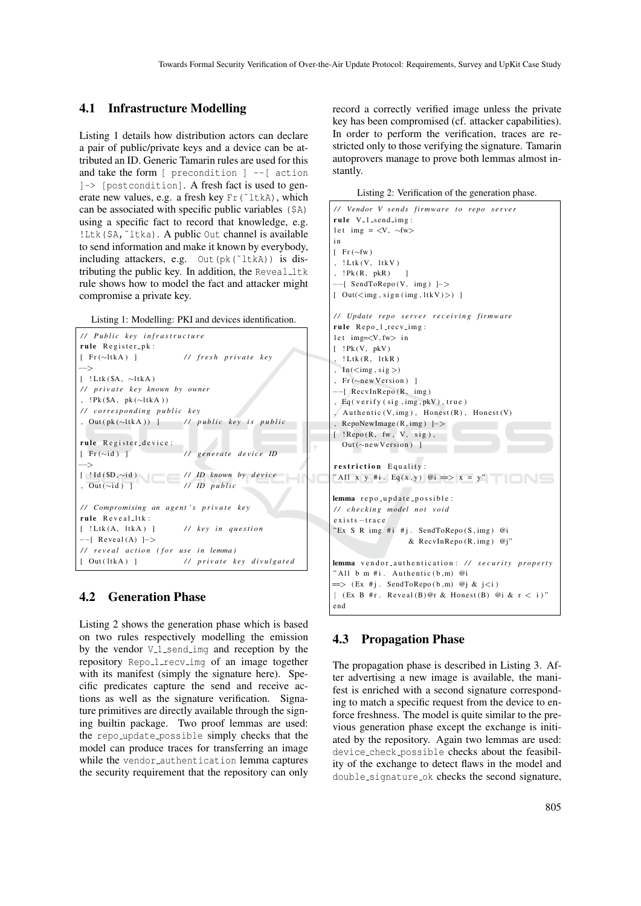### 4.1 Infrastructure Modelling

Listing 1 details how distribution actors can declare a pair of public/private keys and a device can be attributed an ID. Generic Tamarin rules are used for this and take the form `[ precondition ] --[ action ]-> [postcondition]`. A fresh fact is used to generate new values, e.g. a fresh key `Fr(~ltkA)`, which can be associated with specific public variables (`$A`) using a specific fact to record that knowledge, e.g. `!Ltk($A,~ltka)`. A public `Out` channel is available to send information and make it known by everybody, including attackers, e.g. `Out(pk(~ltkA))` is distributing the public key. In addition, the `Reveal_ltk` rule shows how to model the fact and attacker might compromise a private key.

Listing 1: Modelling: PKI and devices identification.

```
// Public key infrastructure
rule Register_pk:
[ Fr(~ltkA) ]            // fresh private key
-->
[ !Ltk($A, ~ltkA)
// private key known by owner
, !Pk($A, pk(~ltkA))
// corresponding public key
, Out(pk(~ltkA)) ]       // public key is public

rule Register_device:
[ Fr(~id) ]              // generate device ID
-->
[ !Id($D,~id)            // ID known by device
, Out(~id) ]             // ID public

// Compromising an agent's private key
rule Reveal_ltk:
[ !Ltk(A, ltkA) ]        // key in question
--[ Reveal(A) ]->
// reveal action (for use in lemma)
[ Out(ltkA) ]            // private key divulgated
```

### 4.2 Generation Phase

Listing 2 shows the generation phase which is based on two rules respectively modelling the emission by the vendor `V_1_send_img` and reception by the repository `Repo_1_recv_img` of an image together with its manifest (simply the signature here). Specific predicates capture the send and receive actions as well as the signature verification. Signature primitives are directly available through the signing builtin package. Two proof lemmas are used: the `repo_update_possible` simply checks that the model can produce traces for transferring an image while the `vendor_authentication` lemma captures the security requirement that the repository can only record a correctly verified image unless the private key has been compromised (cf. attacker capabilities). In order to perform the verification, traces are restricted only to those verifying the signature. Tamarin autoprovers manage to prove both lemmas almost instantly.

Listing 2: Verification of the generation phase.

```
// Vendor V sends firmware to repo server
rule V_1_send_img:
let img = <V, ~fw>
in
[ Fr(~fw)
, !Ltk(V, ltkV)
, !Pk(R, pkR)    ]
--[ SendToRepo(V, img) ]->
[ Out(<img, sign(img, ltkV)>) ]

// Update repo server receiving firmware
rule Repo_1_recv_img:
let img=<V,fw> in
[ !Pk(V, pkV)
, !Ltk(R, ltkR)
, In(<img, sig>)
, Fr(~newVersion) ]
--[ RecvInRepo(R, img)
, Eq(verify(sig, img, pkV), true)
, Authentic(V, img), Honest(R), Honest(V)
, RepoNewImage(R, img) ]->
[ !Repo(R, fw, V, sig),
  Out(~newVersion) ]

restriction Equality:
"All x y #i. Eq(x,y) @i ==> x = y"

lemma repo_update_possible:
// checking model not void
exists-trace
"Ex S R img #i #j. SendToRepo(S, img) @i
                 & RecvInRepo(R, img) @j"

lemma vendor_authentication: // security property
"All b m #i. Authentic(b,m) @i
==> (Ex #j. SendToRepo(b,m) @j & j<i)
| (Ex B #r. Reveal(B)@r & Honest(B) @i & r < i)"
end
```

### 4.3 Propagation Phase

The propagation phase is described in Listing 3. After advertising a new image is available, the manifest is enriched with a second signature corresponding to match a specific request from the device to enforce freshness. The model is quite similar to the previous generation phase except the exchange is initiated by the repository. Again two lemmas are used: `device_check_possible` checks about the feasibility of the exchange to detect flaws in the model and `double_signature_ok` checks the second signature,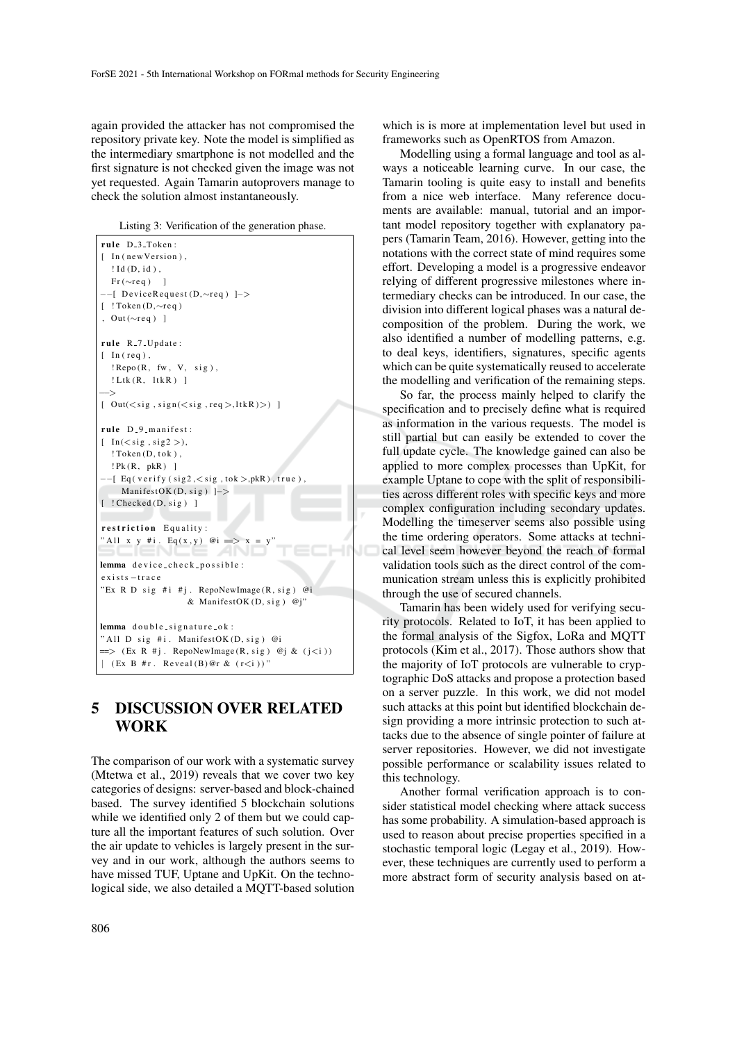again provided the attacker has not compromised the repository private key. Note the model is simplified as the intermediary smartphone is not modelled and the first signature is not checked given the image was not yet requested. Again Tamarin autoprovers manage to check the solution almost instantaneously.

Listing 3: Verification of the generation phase.

```
rule D_3_Token:
[ In(newVersion),
  !Id(D, id),
  Fr(~req) ]
--[ DeviceRequest(D,~req) ]->
[ !Token(D,~req)
, Out(~req) ]

rule R_7_Update:
[ In(req),
  !Repo(R, fw, V, sig),
  !Ltk(R, ltkR) ]
-->
[ Out(<sig, sign(<sig, req>,ltkR)>) ]

rule D_9_manifest:
[ In(<sig, sig2>),
  !Token(D, tok),
  !Pk(R, pkR) ]
--[ Eq(verify(sig2,<sig, tok>,pkR), true),
    ManifestOK(D, sig) ]->
[ !Checked(D, sig) ]

restriction Equality:
"All x y #i. Eq(x,y) @i ==> x = y"

lemma device_check_possible:
exists-trace
"Ex R D sig #i #j. RepoNewImage(R, sig) @i
                 & ManifestOK(D, sig) @j"

lemma double_signature_ok:
"All D sig #i. ManifestOK(D, sig) @i
==> (Ex R #j. RepoNewImage(R, sig) @j & (j<i))
 | (Ex B #r. Reveal(B)@r & (r<i))"
```

## 5 DISCUSSION OVER RELATED WORK

The comparison of our work with a systematic survey (Mtetwa et al., 2019) reveals that we cover two key categories of designs: server-based and block-chained based. The survey identified 5 blockchain solutions while we identified only 2 of them but we could capture all the important features of such solution. Over the air update to vehicles is largely present in the survey and in our work, although the authors seems to have missed TUF, Uptane and UpKit. On the technological side, we also detailed a MQTT-based solution which is is more at implementation level but used in frameworks such as OpenRTOS from Amazon.

Modelling using a formal language and tool as always a noticeable learning curve. In our case, the Tamarin tooling is quite easy to install and benefits from a nice web interface. Many reference documents are available: manual, tutorial and an important model repository together with explanatory papers (Tamarin Team, 2016). However, getting into the notations with the correct state of mind requires some effort. Developing a model is a progressive endeavor relying of different progressive milestones where intermediary checks can be introduced. In our case, the division into different logical phases was a natural decomposition of the problem. During the work, we also identified a number of modelling patterns, e.g. to deal keys, identifiers, signatures, specific agents which can be quite systematically reused to accelerate the modelling and verification of the remaining steps.

So far, the process mainly helped to clarify the specification and to precisely define what is required as information in the various requests. The model is still partial but can easily be extended to cover the full update cycle. The knowledge gained can also be applied to more complex processes than UpKit, for example Uptane to cope with the split of responsibilities across different roles with specific keys and more complex configuration including secondary updates. Modelling the timeserver seems also possible using the time ordering operators. Some attacks at technical level seem however beyond the reach of formal validation tools such as the direct control of the communication stream unless this is explicitly prohibited through the use of secured channels.

Tamarin has been widely used for verifying security protocols. Related to IoT, it has been applied to the formal analysis of the Sigfox, LoRa and MQTT protocols (Kim et al., 2017). Those authors show that the majority of IoT protocols are vulnerable to cryptographic DoS attacks and propose a protection based on a server puzzle. In this work, we did not model such attacks at this point but identified blockchain design providing a more intrinsic protection to such attacks due to the absence of single pointer of failure at server repositories. However, we did not investigate possible performance or scalability issues related to this technology.

Another formal verification approach is to consider statistical model checking where attack success has some probability. A simulation-based approach is used to reason about precise properties specified in a stochastic temporal logic (Legay et al., 2019). However, these techniques are currently used to perform a more abstract form of security analysis based on at-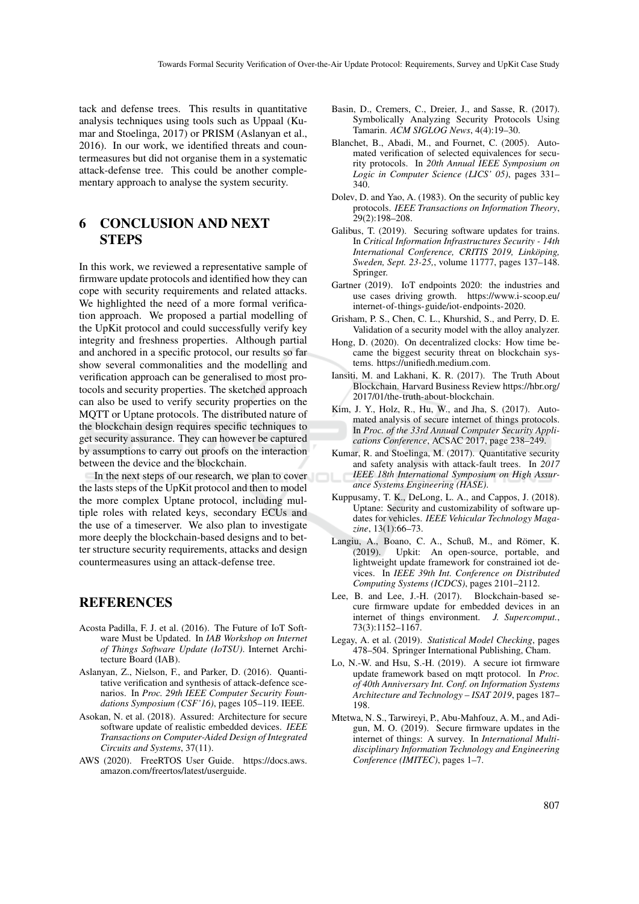tack and defense trees. This results in quantitative analysis techniques using tools such as Uppaal (Kumar and Stoelinga, 2017) or PRISM (Aslanyan et al., 2016). In our work, we identified threats and countermeasures but did not organise them in a systematic attack-defense tree. This could be another complementary approach to analyse the system security.

## 6 CONCLUSION AND NEXT STEPS

In this work, we reviewed a representative sample of firmware update protocols and identified how they can cope with security requirements and related attacks. We highlighted the need of a more formal verification approach. We proposed a partial modelling of the UpKit protocol and could successfully verify key integrity and freshness properties. Although partial and anchored in a specific protocol, our results so far show several commonalities and the modelling and verification approach can be generalised to most protocols and security properties. The sketched approach can also be used to verify security properties on the MQTT or Uptane protocols. The distributed nature of the blockchain design requires specific techniques to get security assurance. They can however be captured by assumptions to carry out proofs on the interaction between the device and the blockchain.

In the next steps of our research, we plan to cover the lasts steps of the UpKit protocol and then to model the more complex Uptane protocol, including multiple roles with related keys, secondary ECUs and the use of a timeserver. We also plan to investigate more deeply the blockchain-based designs and to better structure security requirements, attacks and design countermeasures using an attack-defense tree.

## REFERENCES

Acosta Padilla, F. J. et al. (2016). The Future of IoT Software Must be Updated. In *IAB Workshop on Internet of Things Software Update (IoTSU)*. Internet Architecture Board (IAB).

Aslanyan, Z., Nielson, F., and Parker, D. (2016). Quantitative verification and synthesis of attack-defence scenarios. In *Proc. 29th IEEE Computer Security Foundations Symposium (CSF'16)*, pages 105–119. IEEE.

Asokan, N. et al. (2018). Assured: Architecture for secure software update of realistic embedded devices. *IEEE Transactions on Computer-Aided Design of Integrated Circuits and Systems*, 37(11).

AWS (2020). FreeRTOS User Guide. https://docs.aws.amazon.com/freertos/latest/userguide.

Basin, D., Cremers, C., Dreier, J., and Sasse, R. (2017). Symbolically Analyzing Security Protocols Using Tamarin. *ACM SIGLOG News*, 4(4):19–30.

Blanchet, B., Abadi, M., and Fournet, C. (2005). Automated verification of selected equivalences for security protocols. In *20th Annual IEEE Symposium on Logic in Computer Science (LICS' 05)*, pages 331–340.

Dolev, D. and Yao, A. (1983). On the security of public key protocols. *IEEE Transactions on Information Theory*, 29(2):198–208.

Galibus, T. (2019). Securing software updates for trains. In *Critical Information Infrastructures Security - 14th International Conference, CRITIS 2019, Linköping, Sweden, Sept. 23-25,*, volume 11777, pages 137–148. Springer.

Gartner (2019). IoT endpoints 2020: the industries and use cases driving growth. https://www.i-scoop.eu/internet-of-things-guide/iot-endpoints-2020.

Grisham, P. S., Chen, C. L., Khurshid, S., and Perry, D. E. Validation of a security model with the alloy analyzer.

Hong, D. (2020). On decentralized clocks: How time became the biggest security threat on blockchain systems. https://unifiedh.medium.com.

Iansiti, M. and Lakhani, K. R. (2017). The Truth About Blockchain. Harvard Business Review https://hbr.org/2017/01/the-truth-about-blockchain.

Kim, J. Y., Holz, R., Hu, W., and Jha, S. (2017). Automated analysis of secure internet of things protocols. In *Proc. of the 33rd Annual Computer Security Applications Conference*, ACSAC 2017, page 238–249.

Kumar, R. and Stoelinga, M. (2017). Quantitative security and safety analysis with attack-fault trees. In *2017 IEEE 18th International Symposium on High Assurance Systems Engineering (HASE)*.

Kuppusamy, T. K., DeLong, L. A., and Cappos, J. (2018). Uptane: Security and customizability of software updates for vehicles. *IEEE Vehicular Technology Magazine*, 13(1):66–73.

Langiu, A., Boano, C. A., Schuß, M., and Römer, K. (2019). Upkit: An open-source, portable, and lightweight update framework for constrained iot devices. In *IEEE 39th Int. Conference on Distributed Computing Systems (ICDCS)*, pages 2101–2112.

Lee, B. and Lee, J.-H. (2017). Blockchain-based secure firmware update for embedded devices in an internet of things environment. *J. Supercomput.*, 73(3):1152–1167.

Legay, A. et al. (2019). *Statistical Model Checking*, pages 478–504. Springer International Publishing, Cham.

Lo, N.-W. and Hsu, S.-H. (2019). A secure iot firmware update framework based on mqtt protocol. In *Proc. of 40th Anniversary Int. Conf. on Information Systems Architecture and Technology – ISAT 2019*, pages 187–198.

Mtetwa, N. S., Tarwireyi, P., Abu-Mahfouz, A. M., and Adigun, M. O. (2019). Secure firmware updates in the internet of things: A survey. In *International Multidisciplinary Information Technology and Engineering Conference (IMITEC)*, pages 1–7.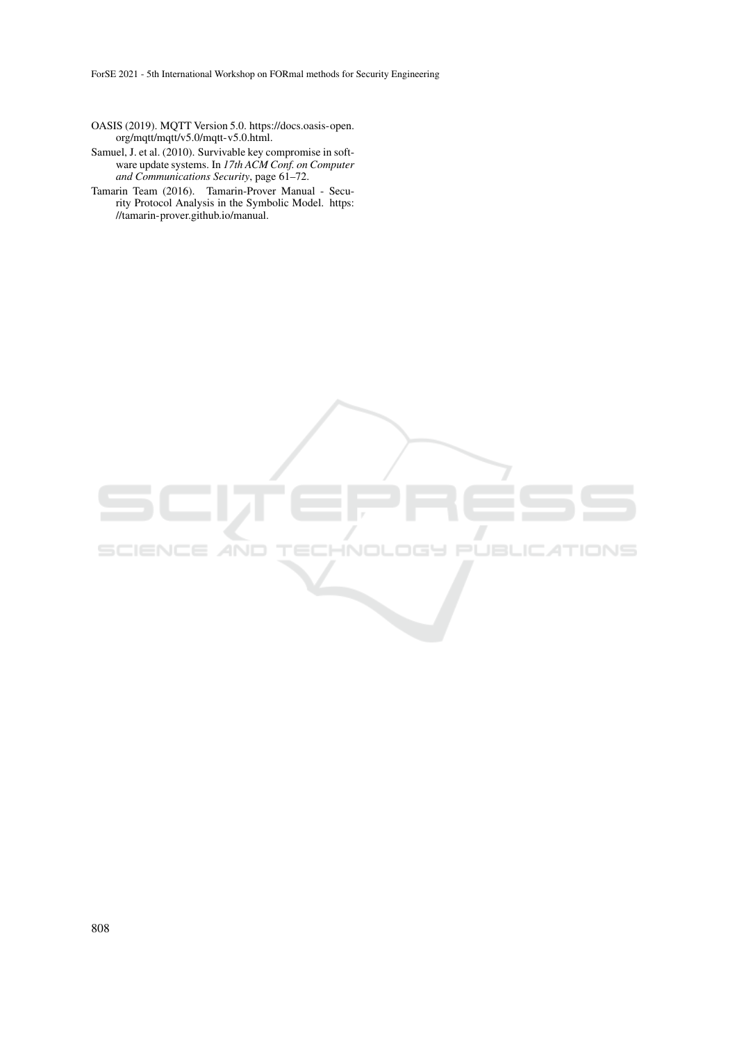OASIS (2019). MQTT Version 5.0. https://docs.oasis-open.org/mqtt/mqtt/v5.0/mqtt-v5.0.html.

Samuel, J. et al. (2010). Survivable key compromise in software update systems. In *17th ACM Conf. on Computer and Communications Security*, page 61–72.

Tamarin Team (2016). Tamarin-Prover Manual - Security Protocol Analysis in the Symbolic Model. https://tamarin-prover.github.io/manual.